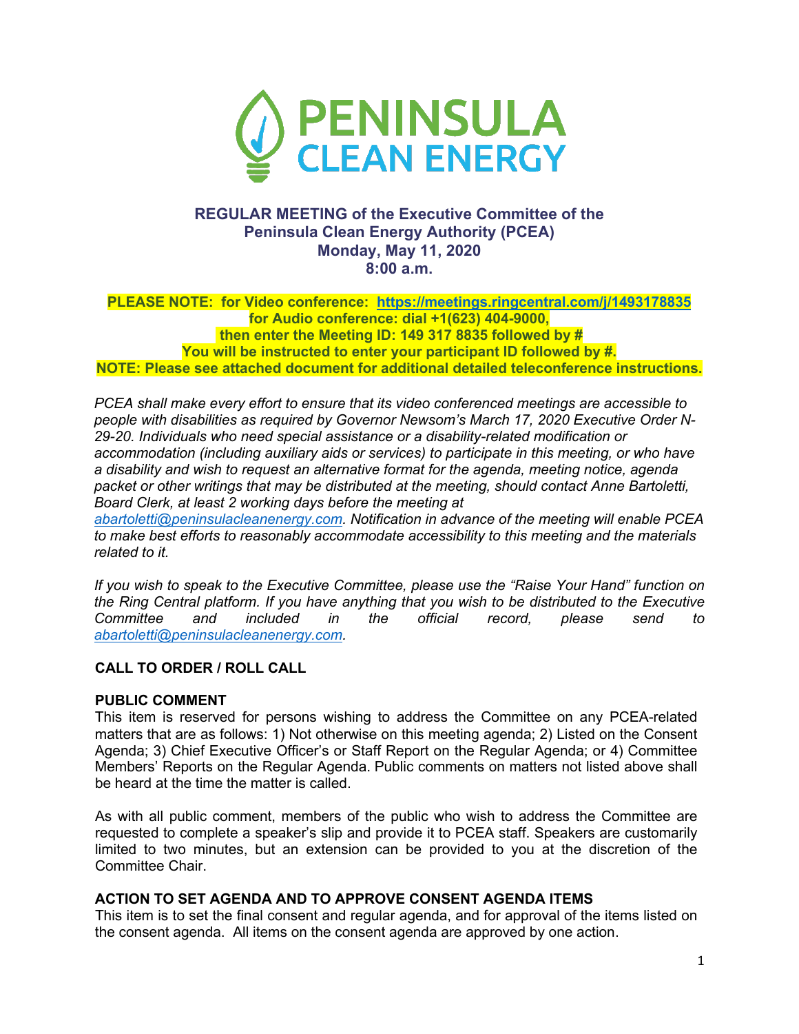PENINSULA CLEAN ENERGY

## REGULAR MEETING of the Executive Committee of the Peninsula Clean Energy Authority (PCEA)
## Monday, May 11, 2020
## 8:00 a.m.

**PLEASE NOTE: for Video conference: [https://meetings.ringcentral.com/j/1493178835](https://meetings.ringcentral.com/j/1493178835)**
**for Audio conference: dial +1(623) 404-9000,**
**then enter the Meeting ID: 149 317 8835 followed by #**
**You will be instructed to enter your participant ID followed by #.**
**NOTE: Please see attached document for additional detailed teleconference instructions.**

*PCEA shall make every effort to ensure that its video conferenced meetings are accessible to people with disabilities as required by Governor Newsom's March 17, 2020 Executive Order N-29-20. Individuals who need special assistance or a disability-related modification or accommodation (including auxiliary aids or services) to participate in this meeting, or who have a disability and wish to request an alternative format for the agenda, meeting notice, agenda packet or other writings that may be distributed at the meeting, should contact Anne Bartoletti, Board Clerk, at least 2 working days before the meeting at abartoletti@peninsulacleanenergy.com. Notification in advance of the meeting will enable PCEA to make best efforts to reasonably accommodate accessibility to this meeting and the materials related to it.*

*If you wish to speak to the Executive Committee, please use the "Raise Your Hand" function on the Ring Central platform. If you have anything that you wish to be distributed to the Executive Committee and included in the official record, please send to abartoletti@peninsulacleanenergy.com.*

### CALL TO ORDER / ROLL CALL

### PUBLIC COMMENT

This item is reserved for persons wishing to address the Committee on any PCEA-related matters that are as follows: 1) Not otherwise on this meeting agenda; 2) Listed on the Consent Agenda; 3) Chief Executive Officer's or Staff Report on the Regular Agenda; or 4) Committee Members' Reports on the Regular Agenda. Public comments on matters not listed above shall be heard at the time the matter is called.

As with all public comment, members of the public who wish to address the Committee are requested to complete a speaker's slip and provide it to PCEA staff. Speakers are customarily limited to two minutes, but an extension can be provided to you at the discretion of the Committee Chair.

### ACTION TO SET AGENDA AND TO APPROVE CONSENT AGENDA ITEMS

This item is to set the final consent and regular agenda, and for approval of the items listed on the consent agenda. All items on the consent agenda are approved by one action.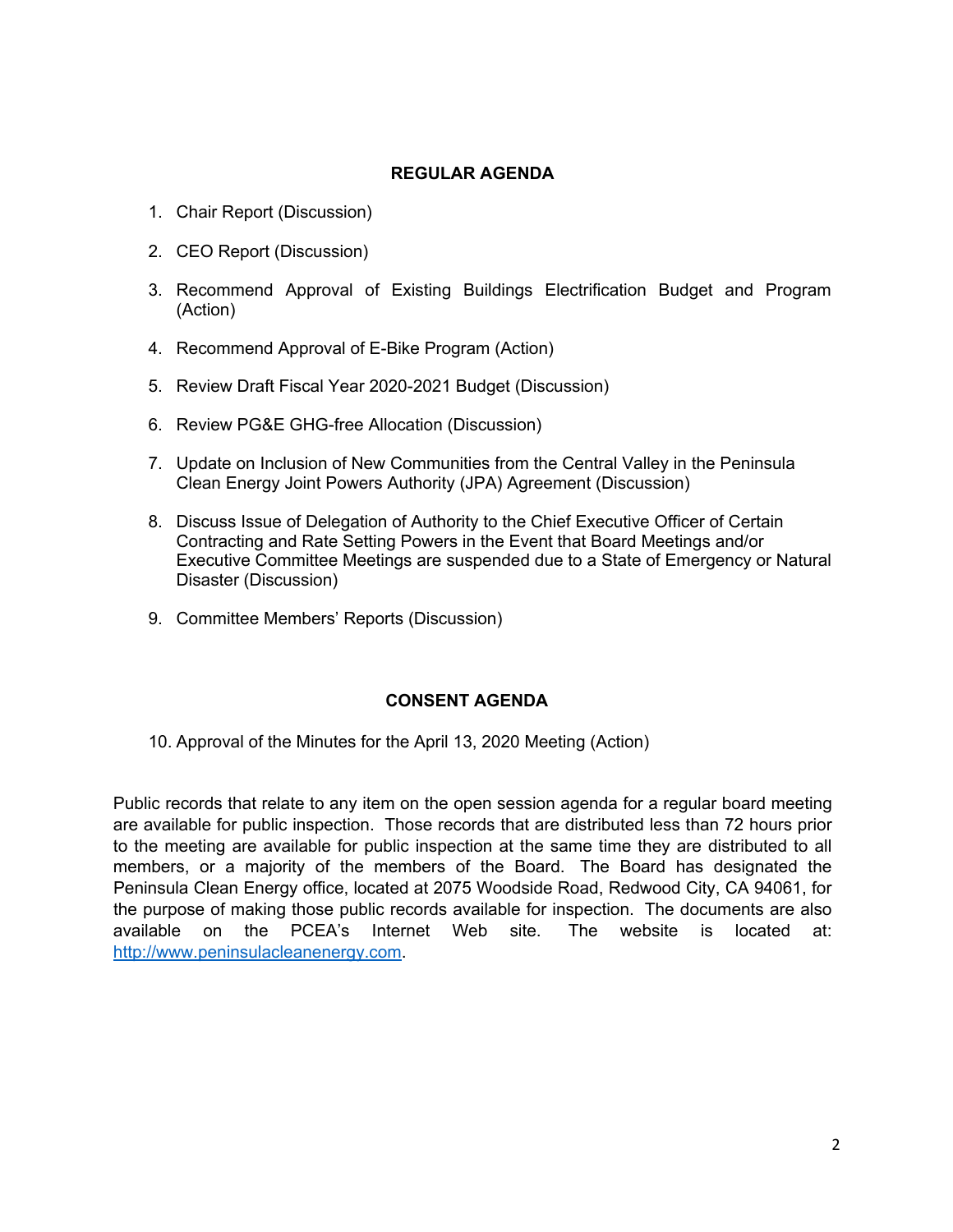## REGULAR AGENDA

1. Chair Report (Discussion)
2. CEO Report (Discussion)
3. Recommend Approval of Existing Buildings Electrification Budget and Program (Action)
4. Recommend Approval of E-Bike Program (Action)
5. Review Draft Fiscal Year 2020-2021 Budget (Discussion)
6. Review PG&E GHG-free Allocation (Discussion)
7. Update on Inclusion of New Communities from the Central Valley in the Peninsula Clean Energy Joint Powers Authority (JPA) Agreement (Discussion)
8. Discuss Issue of Delegation of Authority to the Chief Executive Officer of Certain Contracting and Rate Setting Powers in the Event that Board Meetings and/or Executive Committee Meetings are suspended due to a State of Emergency or Natural Disaster (Discussion)
9. Committee Members' Reports (Discussion)

## CONSENT AGENDA

10. Approval of the Minutes for the April 13, 2020 Meeting (Action)

Public records that relate to any item on the open session agenda for a regular board meeting are available for public inspection. Those records that are distributed less than 72 hours prior to the meeting are available for public inspection at the same time they are distributed to all members, or a majority of the members of the Board. The Board has designated the Peninsula Clean Energy office, located at 2075 Woodside Road, Redwood City, CA 94061, for the purpose of making those public records available for inspection. The documents are also available on the PCEA's Internet Web site. The website is located at: http://www.peninsulacleanenergy.com.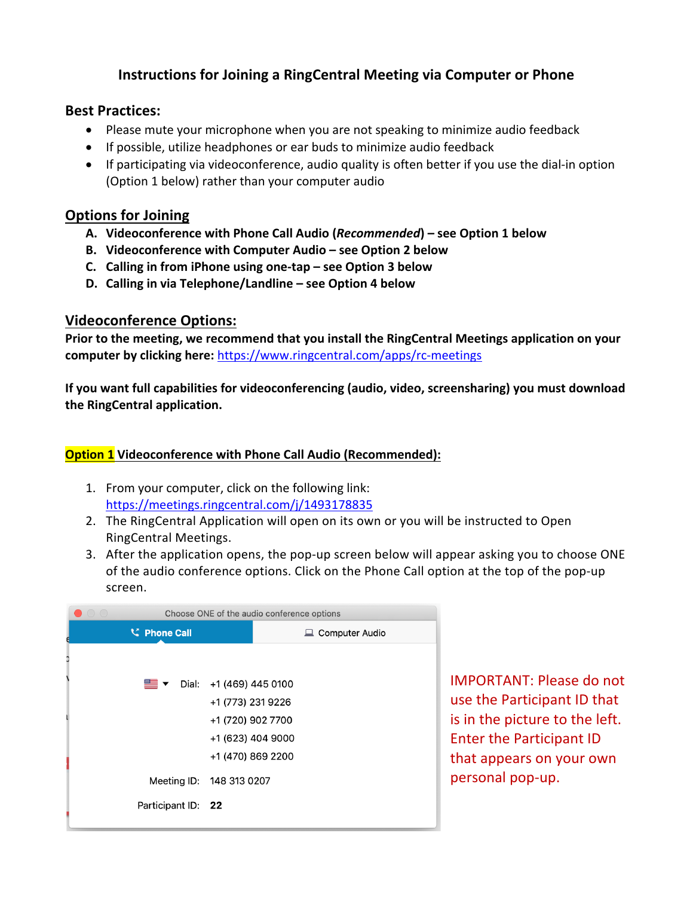# Instructions for Joining a RingCentral Meeting via Computer or Phone

## Best Practices:

- Please mute your microphone when you are not speaking to minimize audio feedback
- If possible, utilize headphones or ear buds to minimize audio feedback
- If participating via videoconference, audio quality is often better if you use the dial-in option (Option 1 below) rather than your computer audio

## Options for Joining

A. **Videoconference with Phone Call Audio (*Recommended*) – see Option 1 below**
B. **Videoconference with Computer Audio – see Option 2 below**
C. **Calling in from iPhone using one-tap – see Option 3 below**
D. **Calling in via Telephone/Landline – see Option 4 below**

## Videoconference Options:

**Prior to the meeting, we recommend that you install the RingCentral Meetings application on your computer by clicking here:** https://www.ringcentral.com/apps/rc-meetings

**If you want full capabilities for videoconferencing (audio, video, screensharing) you must download the RingCentral application.**

### Option 1 Videoconference with Phone Call Audio (Recommended):

1. From your computer, click on the following link: https://meetings.ringcentral.com/j/1493178835
2. The RingCentral Application will open on its own or you will be instructed to Open RingCentral Meetings.
3. After the application opens, the pop-up screen below will appear asking you to choose ONE of the audio conference options. Click on the Phone Call option at the top of the pop-up screen.

Choose ONE of the audio conference options

Phone Call | Computer Audio

Dial: +1 (469) 445 0100
+1 (773) 231 9226
+1 (720) 902 7700
+1 (623) 404 9000
+1 (470) 869 2200

Meeting ID: 148 313 0207

Participant ID: **22**

IMPORTANT: Please do not use the Participant ID that is in the picture to the left. Enter the Participant ID that appears on your own personal pop-up.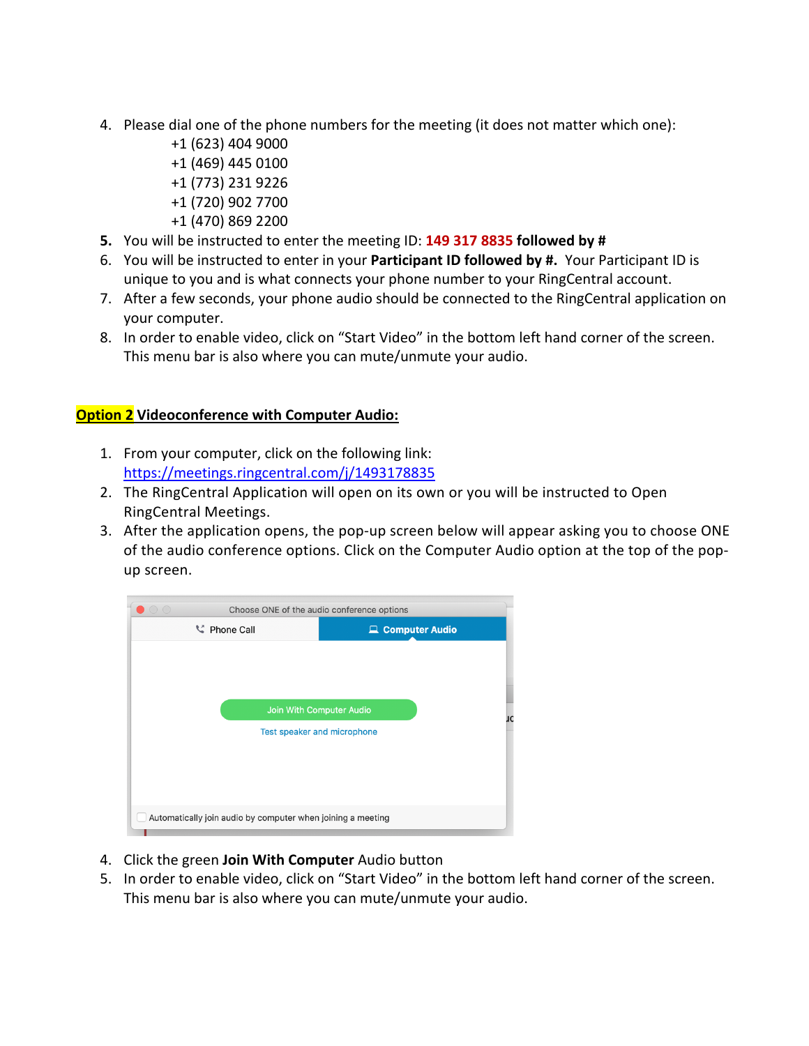4. Please dial one of the phone numbers for the meeting (it does not matter which one):
   +1 (623) 404 9000
   +1 (469) 445 0100
   +1 (773) 231 9226
   +1 (720) 902 7700
   +1 (470) 869 2200
5. You will be instructed to enter the meeting ID: **149 317 8835 followed by #**
6. You will be instructed to enter in your **Participant ID followed by #.** Your Participant ID is unique to you and is what connects your phone number to your RingCentral account.
7. After a few seconds, your phone audio should be connected to the RingCentral application on your computer.
8. In order to enable video, click on "Start Video" in the bottom left hand corner of the screen. This menu bar is also where you can mute/unmute your audio.

## Option 2 Videoconference with Computer Audio:

1. From your computer, click on the following link: https://meetings.ringcentral.com/j/1493178835
2. The RingCentral Application will open on its own or you will be instructed to Open RingCentral Meetings.
3. After the application opens, the pop-up screen below will appear asking you to choose ONE of the audio conference options. Click on the Computer Audio option at the top of the pop-up screen.

4. Click the green **Join With Computer** Audio button
5. In order to enable video, click on "Start Video" in the bottom left hand corner of the screen. This menu bar is also where you can mute/unmute your audio.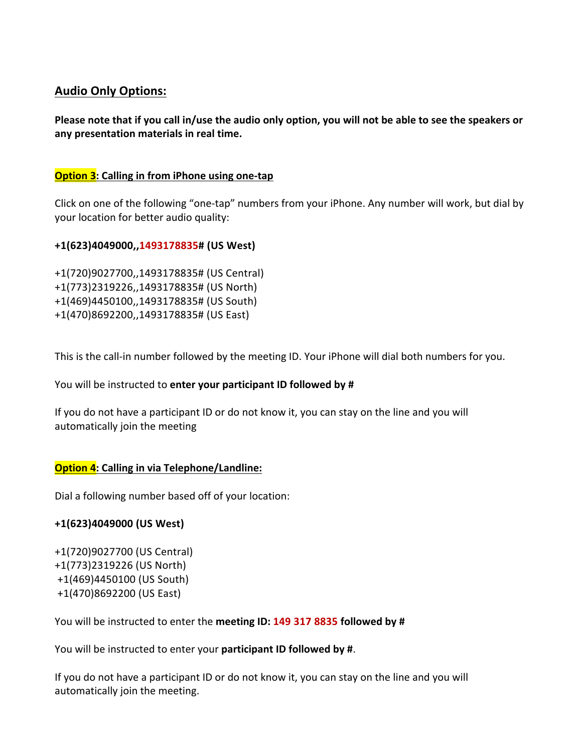## Audio Only Options:

**Please note that if you call in/use the audio only option, you will not be able to see the speakers or any presentation materials in real time.**

### Option 3: Calling in from iPhone using one-tap

Click on one of the following "one-tap" numbers from your iPhone. Any number will work, but dial by your location for better audio quality:

**+1(623)4049000,,1493178835# (US West)**

+1(720)9027700,,1493178835# (US Central)
+1(773)2319226,,1493178835# (US North)
+1(469)4450100,,1493178835# (US South)
+1(470)8692200,,1493178835# (US East)

This is the call-in number followed by the meeting ID. Your iPhone will dial both numbers for you.

You will be instructed to **enter your participant ID followed by #**

If you do not have a participant ID or do not know it, you can stay on the line and you will automatically join the meeting

### Option 4: Calling in via Telephone/Landline:

Dial a following number based off of your location:

**+1(623)4049000 (US West)**

+1(720)9027700 (US Central)
+1(773)2319226 (US North)
+1(469)4450100 (US South)
+1(470)8692200 (US East)

You will be instructed to enter the **meeting ID: 149 317 8835 followed by #**

You will be instructed to enter your **participant ID followed by #**.

If you do not have a participant ID or do not know it, you can stay on the line and you will automatically join the meeting.